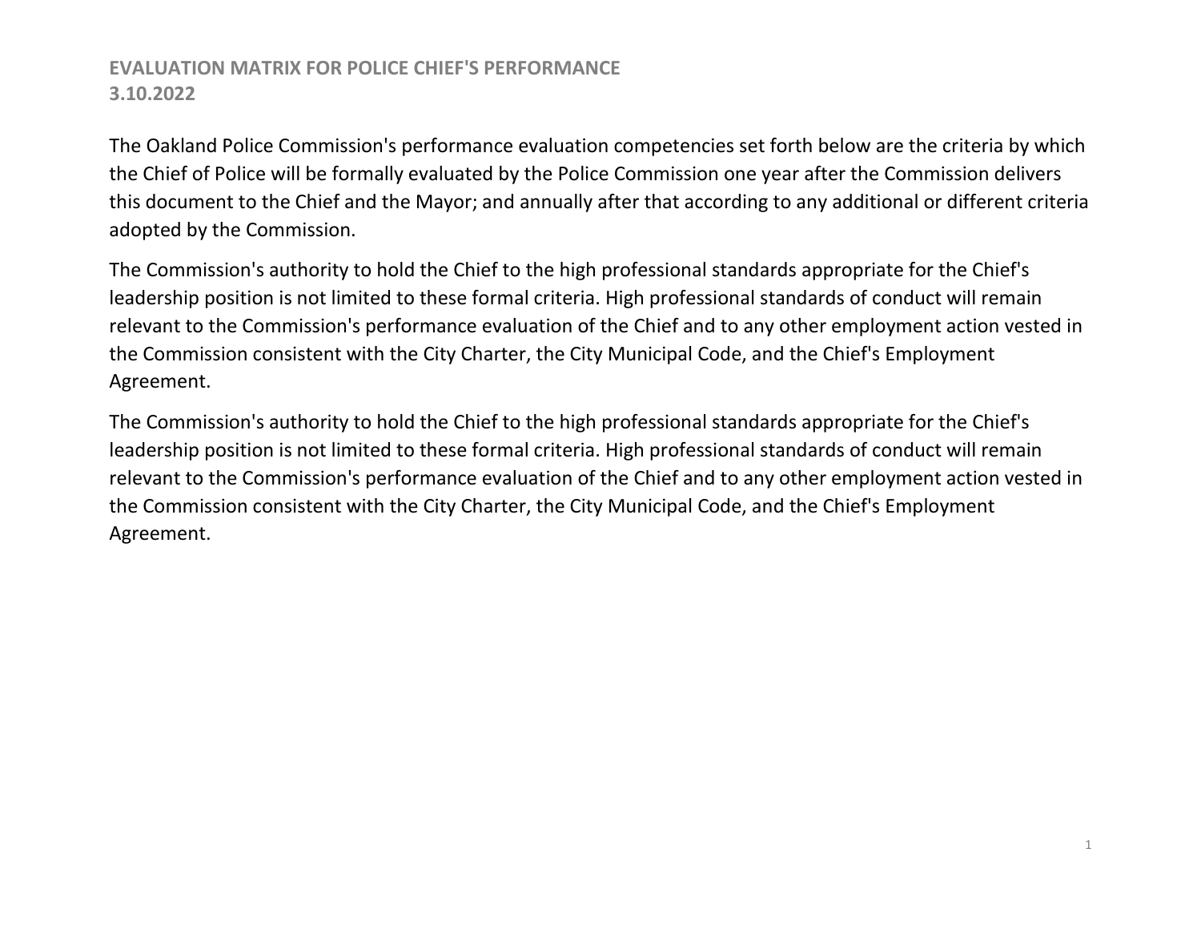# EVALUATION MATRIX FOR POLICE CHIEF'S PERFORMANCE
## 3.10.2022

The Oakland Police Commission's performance evaluation competencies set forth below are the criteria by which the Chief of Police will be formally evaluated by the Police Commission one year after the Commission delivers this document to the Chief and the Mayor; and annually after that according to any additional or different criteria adopted by the Commission.

The Commission's authority to hold the Chief to the high professional standards appropriate for the Chief's leadership position is not limited to these formal criteria. High professional standards of conduct will remain relevant to the Commission's performance evaluation of the Chief and to any other employment action vested in the Commission consistent with the City Charter, the City Municipal Code, and the Chief's Employment Agreement.

The Commission's authority to hold the Chief to the high professional standards appropriate for the Chief's leadership position is not limited to these formal criteria. High professional standards of conduct will remain relevant to the Commission's performance evaluation of the Chief and to any other employment action vested in the Commission consistent with the City Charter, the City Municipal Code, and the Chief's Employment Agreement.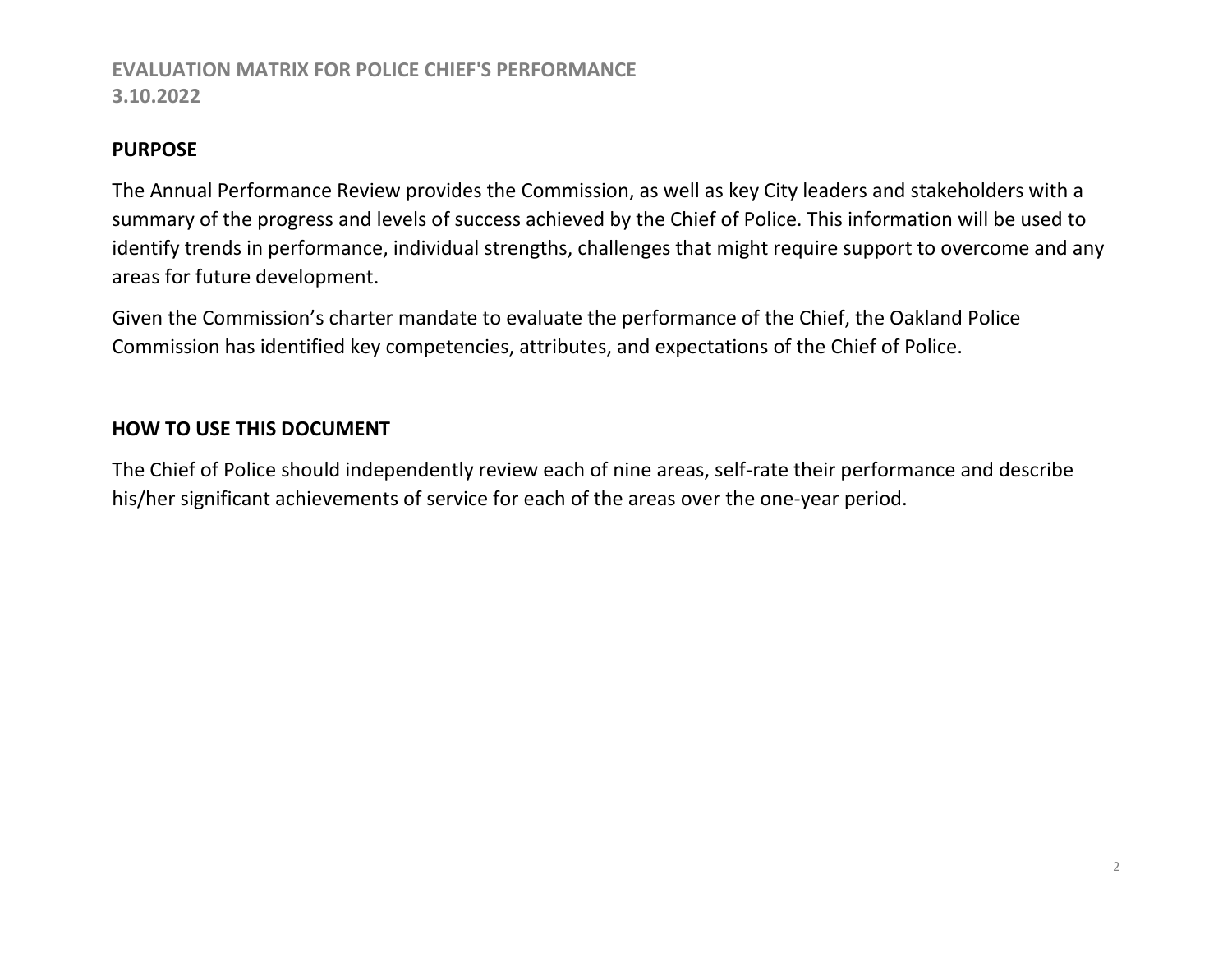# EVALUATION MATRIX FOR POLICE CHIEF'S PERFORMANCE
# 3.10.2022

## PURPOSE

The Annual Performance Review provides the Commission, as well as key City leaders and stakeholders with a summary of the progress and levels of success achieved by the Chief of Police. This information will be used to identify trends in performance, individual strengths, challenges that might require support to overcome and any areas for future development.

Given the Commission's charter mandate to evaluate the performance of the Chief, the Oakland Police Commission has identified key competencies, attributes, and expectations of the Chief of Police.

## HOW TO USE THIS DOCUMENT

The Chief of Police should independently review each of nine areas, self-rate their performance and describe his/her significant achievements of service for each of the areas over the one-year period.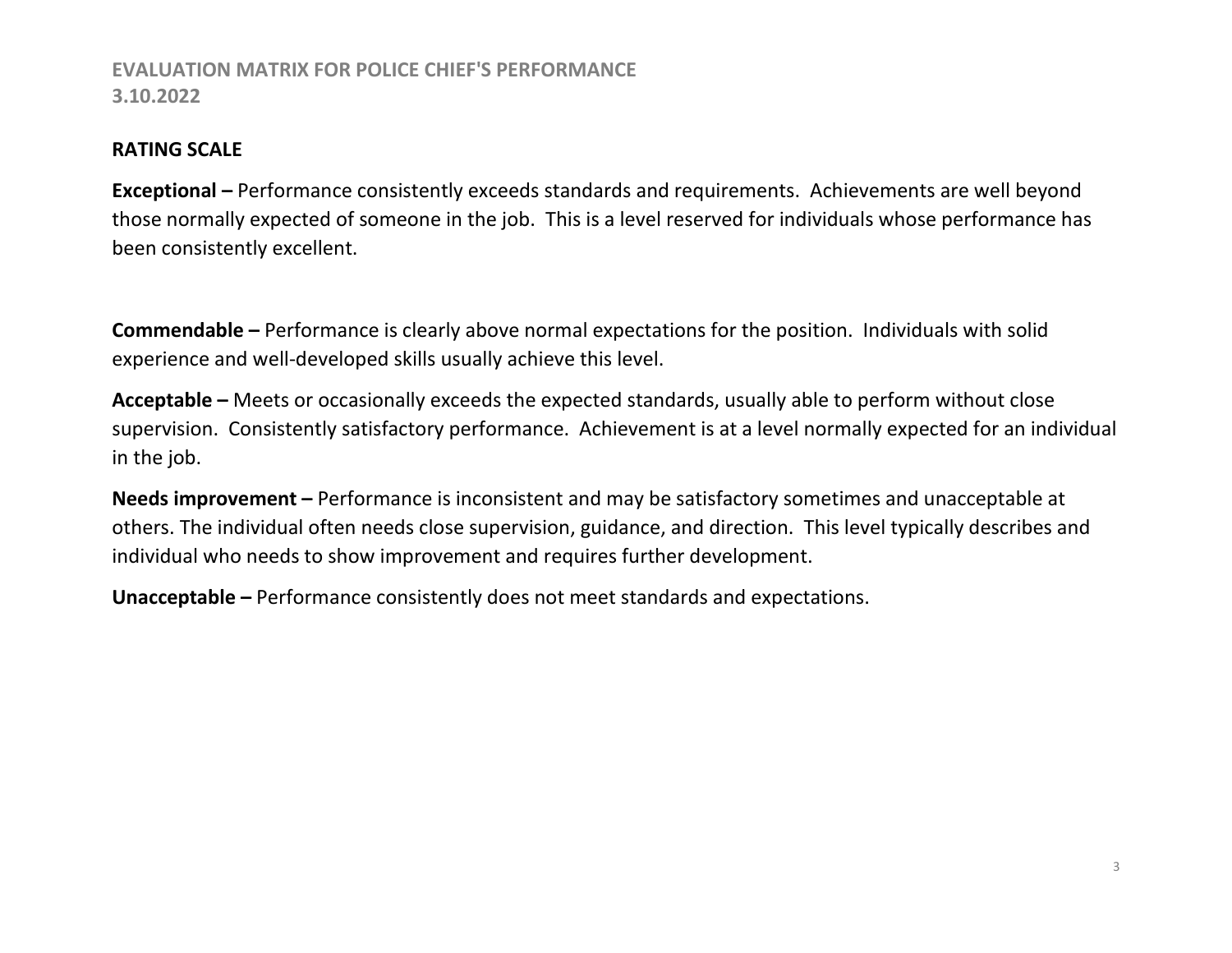## RATING SCALE

**Exceptional –** Performance consistently exceeds standards and requirements. Achievements are well beyond those normally expected of someone in the job. This is a level reserved for individuals whose performance has been consistently excellent.

**Commendable –** Performance is clearly above normal expectations for the position. Individuals with solid experience and well-developed skills usually achieve this level.

**Acceptable –** Meets or occasionally exceeds the expected standards, usually able to perform without close supervision. Consistently satisfactory performance. Achievement is at a level normally expected for an individual in the job.

**Needs improvement –** Performance is inconsistent and may be satisfactory sometimes and unacceptable at others. The individual often needs close supervision, guidance, and direction. This level typically describes and individual who needs to show improvement and requires further development.

**Unacceptable –** Performance consistently does not meet standards and expectations.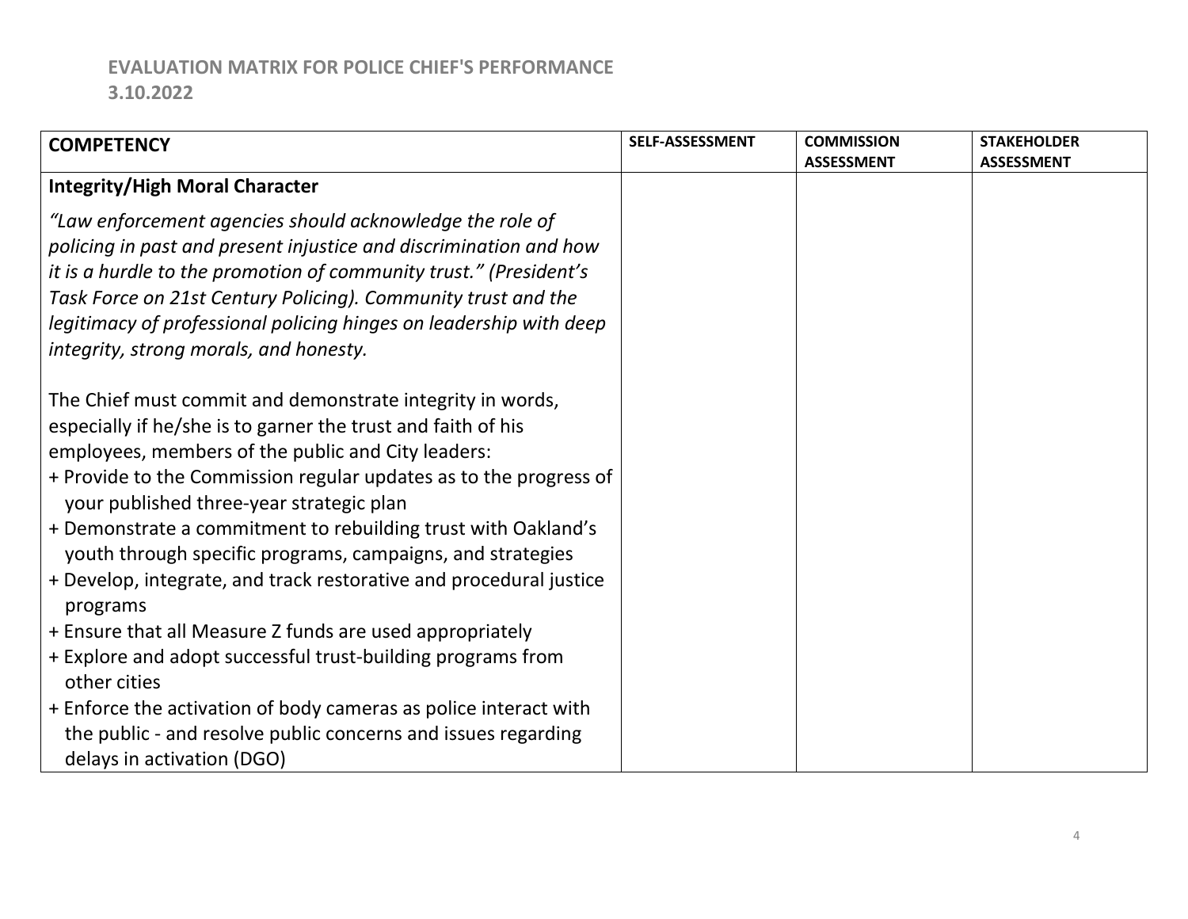**EVALUATION MATRIX FOR POLICE CHIEF'S PERFORMANCE**
**3.10.2022**

| COMPETENCY | SELF-ASSESSMENT | COMMISSION ASSESSMENT | STAKEHOLDER ASSESSMENT |
|---|---|---|---|
| **Integrity/High Moral Character**<br><br>*"Law enforcement agencies should acknowledge the role of policing in past and present injustice and discrimination and how it is a hurdle to the promotion of community trust." (President's Task Force on 21st Century Policing). Community trust and the legitimacy of professional policing hinges on leadership with deep integrity, strong morals, and honesty.*<br><br>The Chief must commit and demonstrate integrity in words, especially if he/she is to garner the trust and faith of his employees, members of the public and City leaders:<br>+ Provide to the Commission regular updates as to the progress of your published three-year strategic plan<br>+ Demonstrate a commitment to rebuilding trust with Oakland's youth through specific programs, campaigns, and strategies<br>+ Develop, integrate, and track restorative and procedural justice programs<br>+ Ensure that all Measure Z funds are used appropriately<br>+ Explore and adopt successful trust-building programs from other cities<br>+ Enforce the activation of body cameras as police interact with the public - and resolve public concerns and issues regarding delays in activation (DGO) | | | |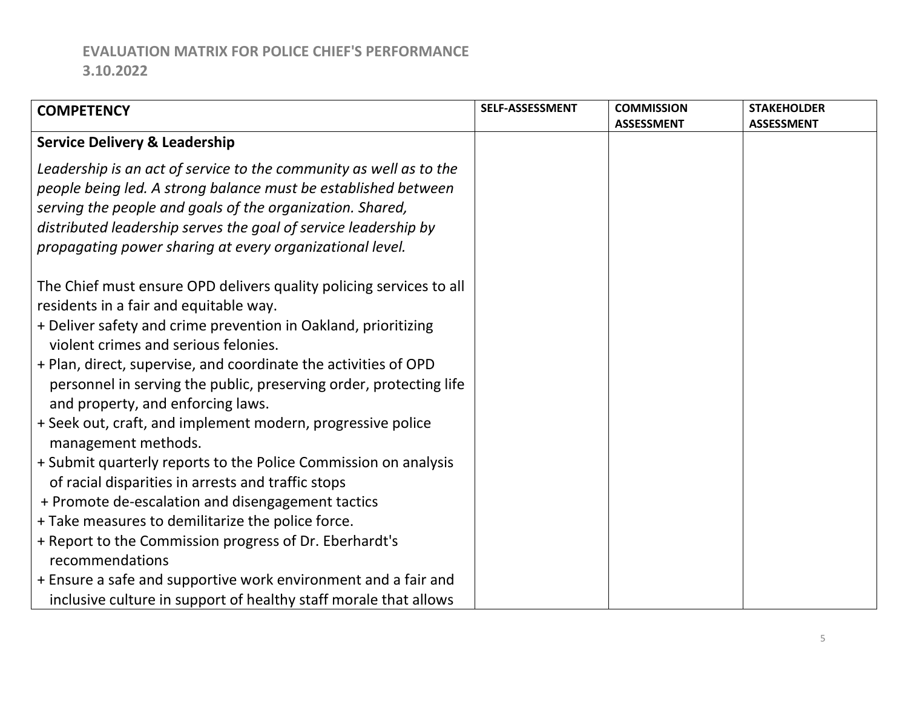# EVALUATION MATRIX FOR POLICE CHIEF'S PERFORMANCE
## 3.10.2022

| COMPETENCY | SELF-ASSESSMENT | COMMISSION ASSESSMENT | STAKEHOLDER ASSESSMENT |
|---|---|---|---|
| **Service Delivery & Leadership**<br><br>*Leadership is an act of service to the community as well as to the people being led. A strong balance must be established between serving the people and goals of the organization. Shared, distributed leadership serves the goal of service leadership by propagating power sharing at every organizational level.*<br><br>The Chief must ensure OPD delivers quality policing services to all residents in a fair and equitable way.<br>+ Deliver safety and crime prevention in Oakland, prioritizing violent crimes and serious felonies.<br>+ Plan, direct, supervise, and coordinate the activities of OPD personnel in serving the public, preserving order, protecting life and property, and enforcing laws.<br>+ Seek out, craft, and implement modern, progressive police management methods.<br>+ Submit quarterly reports to the Police Commission on analysis of racial disparities in arrests and traffic stops<br>+ Promote de-escalation and disengagement tactics<br>+ Take measures to demilitarize the police force.<br>+ Report to the Commission progress of Dr. Eberhardt's recommendations<br>+ Ensure a safe and supportive work environment and a fair and inclusive culture in support of healthy staff morale that allows | | | |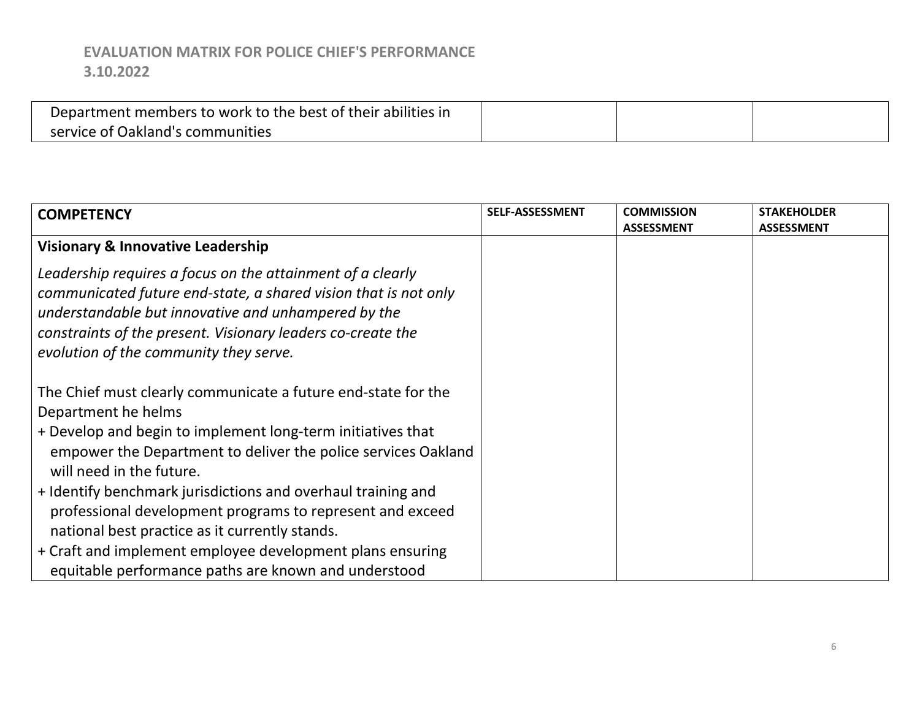| | | | |
|---|---|---|---|
| Department members to work to the best of their abilities in service of Oakland's communities | | | |

| **COMPETENCY** | **SELF-ASSESSMENT** | **COMMISSION ASSESSMENT** | **STAKEHOLDER ASSESSMENT** |
|---|---|---|---|
| **Visionary & Innovative Leadership**<br><br>*Leadership requires a focus on the attainment of a clearly communicated future end-state, a shared vision that is not only understandable but innovative and unhampered by the constraints of the present. Visionary leaders co-create the evolution of the community they serve.*<br><br>The Chief must clearly communicate a future end-state for the Department he helms<br>+ Develop and begin to implement long-term initiatives that empower the Department to deliver the police services Oakland will need in the future.<br>+ Identify benchmark jurisdictions and overhaul training and professional development programs to represent and exceed national best practice as it currently stands.<br>+ Craft and implement employee development plans ensuring equitable performance paths are known and understood | | | |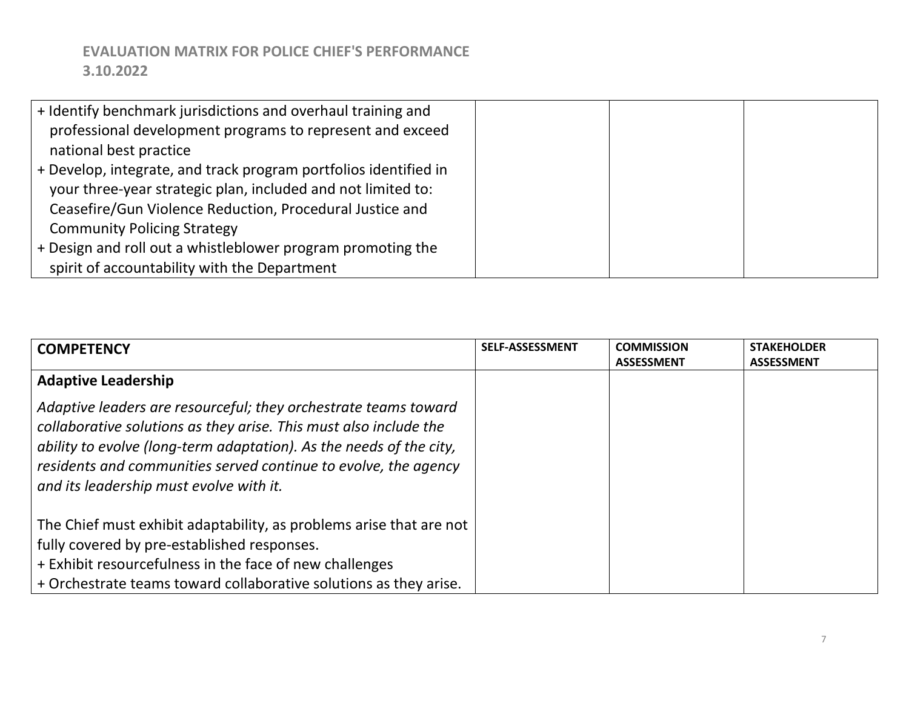| | | | |
|---|---|---|---|
| + Identify benchmark jurisdictions and overhaul training and professional development programs to represent and exceed national best practice<br>+ Develop, integrate, and track program portfolios identified in your three-year strategic plan, included and not limited to: Ceasefire/Gun Violence Reduction, Procedural Justice and Community Policing Strategy<br>+ Design and roll out a whistleblower program promoting the spirit of accountability with the Department | | | |

| COMPETENCY | SELF-ASSESSMENT | COMMISSION ASSESSMENT | STAKEHOLDER ASSESSMENT |
|---|---|---|---|
| **Adaptive Leadership**<br>*Adaptive leaders are resourceful; they orchestrate teams toward collaborative solutions as they arise. This must also include the ability to evolve (long-term adaptation). As the needs of the city, residents and communities served continue to evolve, the agency and its leadership must evolve with it.*<br><br>The Chief must exhibit adaptability, as problems arise that are not fully covered by pre-established responses.<br>+ Exhibit resourcefulness in the face of new challenges<br>+ Orchestrate teams toward collaborative solutions as they arise. | | | |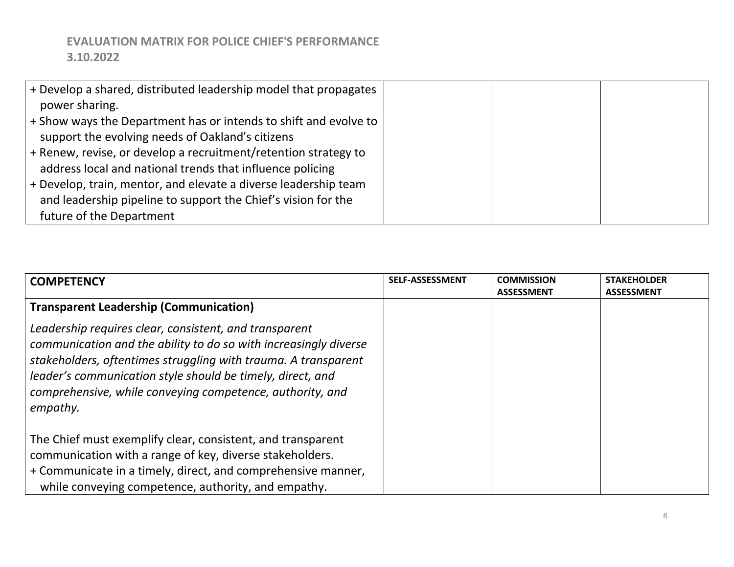| | | | |
|---|---|---|---|
| + Develop a shared, distributed leadership model that propagates power sharing.<br>+ Show ways the Department has or intends to shift and evolve to support the evolving needs of Oakland's citizens<br>+ Renew, revise, or develop a recruitment/retention strategy to address local and national trends that influence policing<br>+ Develop, train, mentor, and elevate a diverse leadership team and leadership pipeline to support the Chief's vision for the future of the Department | | | |

| **COMPETENCY** | **SELF-ASSESSMENT** | **COMMISSION ASSESSMENT** | **STAKEHOLDER ASSESSMENT** |
|---|---|---|---|
| **Transparent Leadership (Communication)**<br><br>*Leadership requires clear, consistent, and transparent communication and the ability to do so with increasingly diverse stakeholders, oftentimes struggling with trauma. A transparent leader's communication style should be timely, direct, and comprehensive, while conveying competence, authority, and empathy.*<br><br>The Chief must exemplify clear, consistent, and transparent communication with a range of key, diverse stakeholders.<br>+ Communicate in a timely, direct, and comprehensive manner, while conveying competence, authority, and empathy. | | | |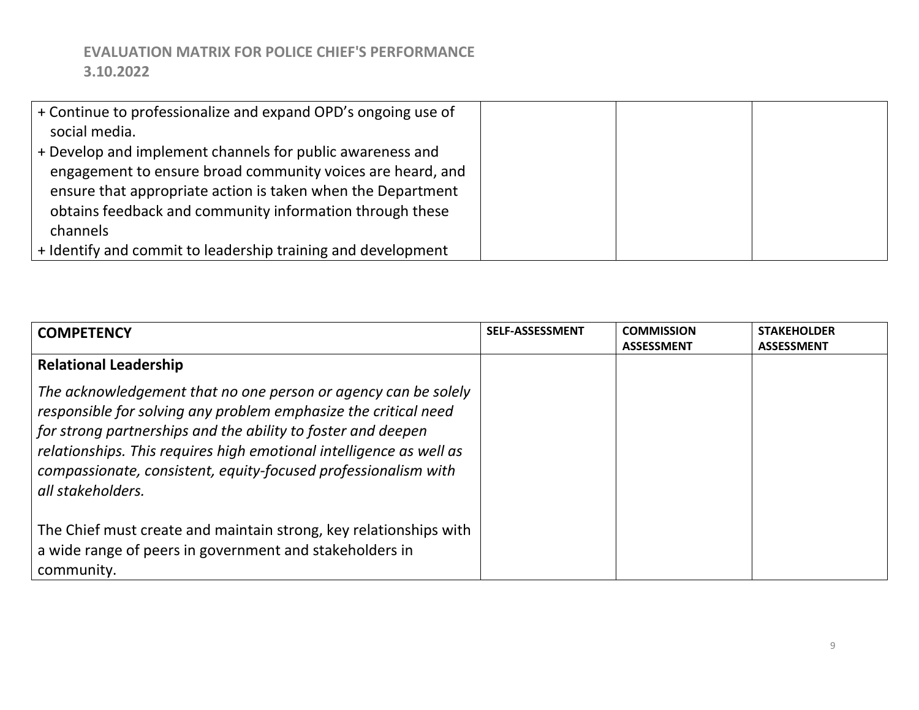| | | | |
|---|---|---|---|
| + Continue to professionalize and expand OPD's ongoing use of social media.<br>+ Develop and implement channels for public awareness and engagement to ensure broad community voices are heard, and ensure that appropriate action is taken when the Department obtains feedback and community information through these channels<br>+ Identify and commit to leadership training and development | | | |

| COMPETENCY | SELF-ASSESSMENT | COMMISSION ASSESSMENT | STAKEHOLDER ASSESSMENT |
|---|---|---|---|
| **Relational Leadership**<br><br>*The acknowledgement that no one person or agency can be solely responsible for solving any problem emphasize the critical need for strong partnerships and the ability to foster and deepen relationships. This requires high emotional intelligence as well as compassionate, consistent, equity-focused professionalism with all stakeholders.*<br><br>The Chief must create and maintain strong, key relationships with a wide range of peers in government and stakeholders in community. | | | |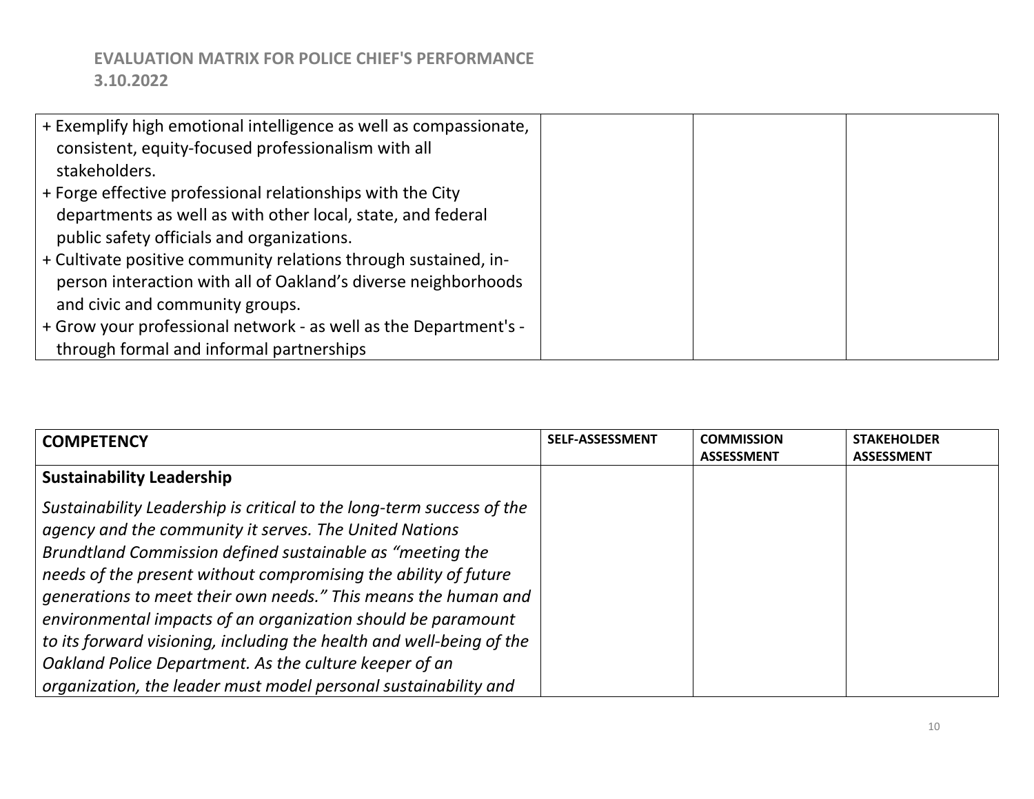| | | | |
|---|---|---|---|
| + Exemplify high emotional intelligence as well as compassionate, consistent, equity-focused professionalism with all stakeholders.<br>+ Forge effective professional relationships with the City departments as well as with other local, state, and federal public safety officials and organizations.<br>+ Cultivate positive community relations through sustained, in-person interaction with all of Oakland's diverse neighborhoods and civic and community groups.<br>+ Grow your professional network - as well as the Department's - through formal and informal partnerships | | | |

| **COMPETENCY** | **SELF-ASSESSMENT** | **COMMISSION ASSESSMENT** | **STAKEHOLDER ASSESSMENT** |
|---|---|---|---|
| **Sustainability Leadership**<br>*Sustainability Leadership is critical to the long-term success of the agency and the community it serves. The United Nations Brundtland Commission defined sustainable as "meeting the needs of the present without compromising the ability of future generations to meet their own needs." This means the human and environmental impacts of an organization should be paramount to its forward visioning, including the health and well-being of the Oakland Police Department. As the culture keeper of an organization, the leader must model personal sustainability and* | | | |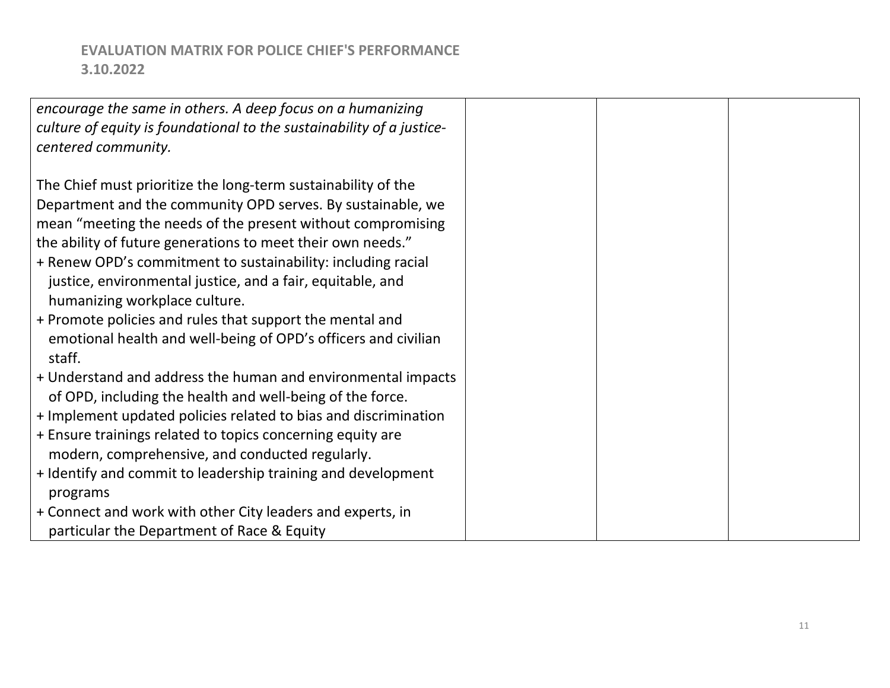| | | | |
|---|---|---|---|
| *encourage the same in others. A deep focus on a humanizing culture of equity is foundational to the sustainability of a justice-centered community.*<br><br>The Chief must prioritize the long-term sustainability of the Department and the community OPD serves. By sustainable, we mean "meeting the needs of the present without compromising the ability of future generations to meet their own needs."<br>+ Renew OPD's commitment to sustainability: including racial justice, environmental justice, and a fair, equitable, and humanizing workplace culture.<br>+ Promote policies and rules that support the mental and emotional health and well-being of OPD's officers and civilian staff.<br>+ Understand and address the human and environmental impacts of OPD, including the health and well-being of the force.<br>+ Implement updated policies related to bias and discrimination<br>+ Ensure trainings related to topics concerning equity are modern, comprehensive, and conducted regularly.<br>+ Identify and commit to leadership training and development programs<br>+ Connect and work with other City leaders and experts, in particular the Department of Race & Equity | | | |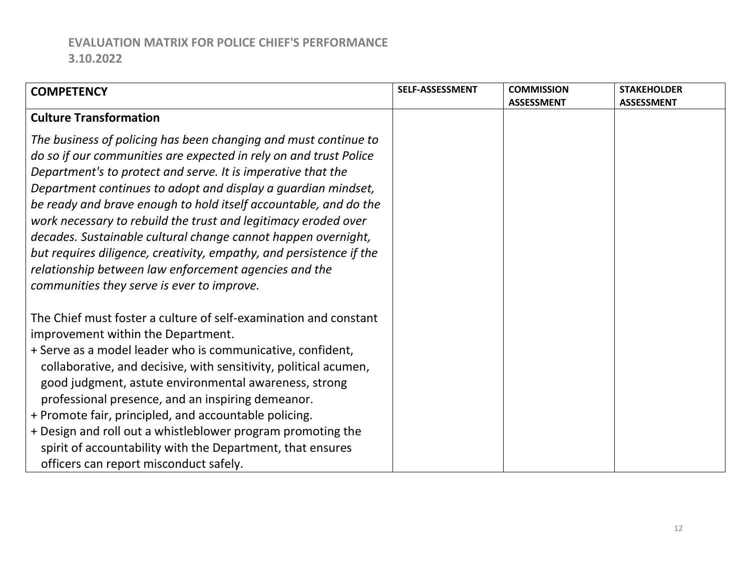# EVALUATION MATRIX FOR POLICE CHIEF'S PERFORMANCE
## 3.10.2022

| COMPETENCY | SELF-ASSESSMENT | COMMISSION ASSESSMENT | STAKEHOLDER ASSESSMENT |
|---|---|---|---|
| **Culture Transformation**<br><br>*The business of policing has been changing and must continue to do so if our communities are expected in rely on and trust Police Department's to protect and serve. It is imperative that the Department continues to adopt and display a guardian mindset, be ready and brave enough to hold itself accountable, and do the work necessary to rebuild the trust and legitimacy eroded over decades. Sustainable cultural change cannot happen overnight, but requires diligence, creativity, empathy, and persistence if the relationship between law enforcement agencies and the communities they serve is ever to improve.*<br><br>The Chief must foster a culture of self-examination and constant improvement within the Department.<br>+ Serve as a model leader who is communicative, confident, collaborative, and decisive, with sensitivity, political acumen, good judgment, astute environmental awareness, strong professional presence, and an inspiring demeanor.<br>+ Promote fair, principled, and accountable policing.<br>+ Design and roll out a whistleblower program promoting the spirit of accountability with the Department, that ensures officers can report misconduct safely. | | | |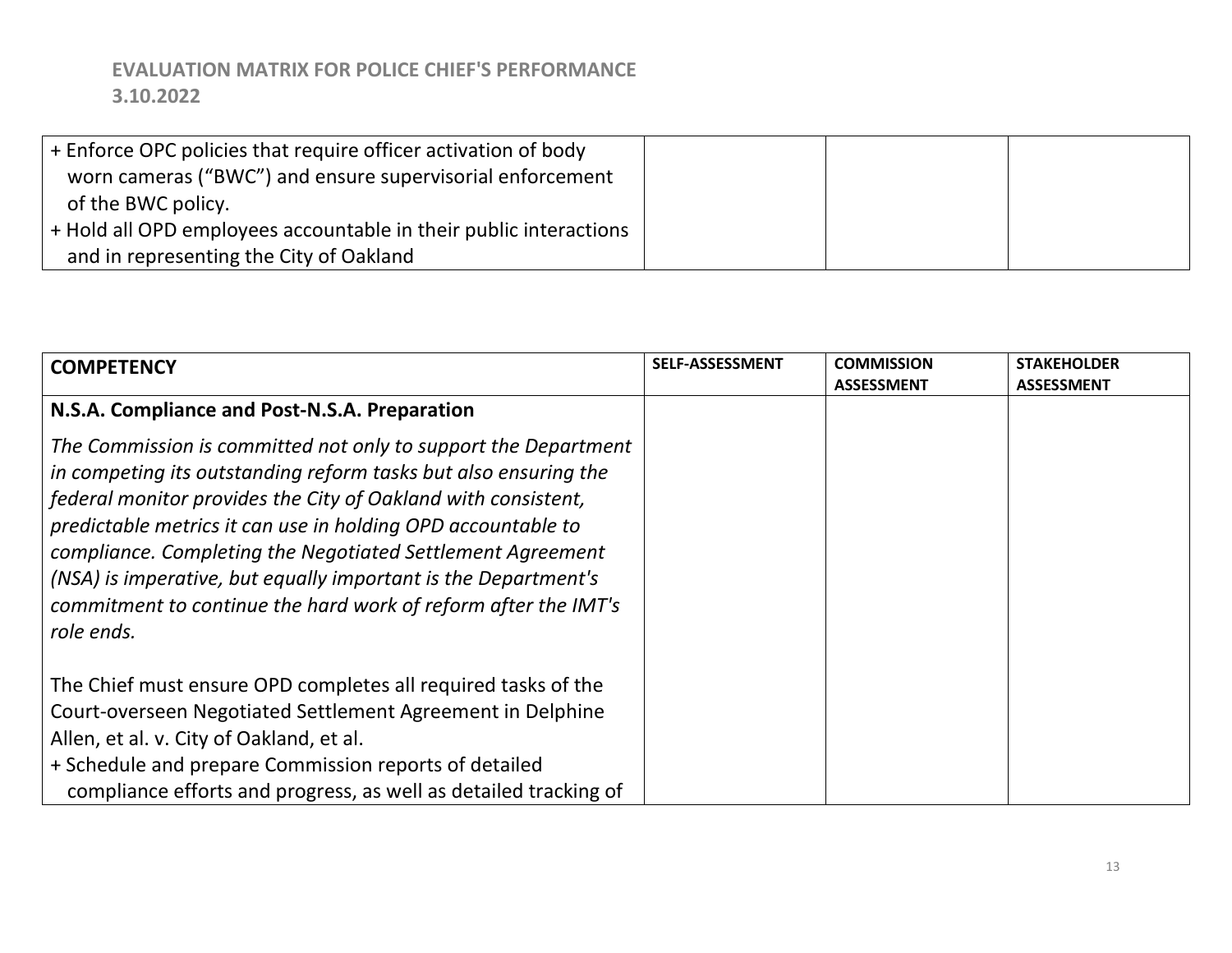| | | | |
|---|---|---|---|
| + Enforce OPC policies that require officer activation of body worn cameras ("BWC") and ensure supervisorial enforcement of the BWC policy.<br>+ Hold all OPD employees accountable in their public interactions and in representing the City of Oakland | | | |

| COMPETENCY | SELF-ASSESSMENT | COMMISSION ASSESSMENT | STAKEHOLDER ASSESSMENT |
|---|---|---|---|
| **N.S.A. Compliance and Post-N.S.A. Preparation**<br><br>*The Commission is committed not only to support the Department in competing its outstanding reform tasks but also ensuring the federal monitor provides the City of Oakland with consistent, predictable metrics it can use in holding OPD accountable to compliance. Completing the Negotiated Settlement Agreement (NSA) is imperative, but equally important is the Department's commitment to continue the hard work of reform after the IMT's role ends.*<br><br>The Chief must ensure OPD completes all required tasks of the Court-overseen Negotiated Settlement Agreement in Delphine Allen, et al. v. City of Oakland, et al.<br>+ Schedule and prepare Commission reports of detailed compliance efforts and progress, as well as detailed tracking of | | | |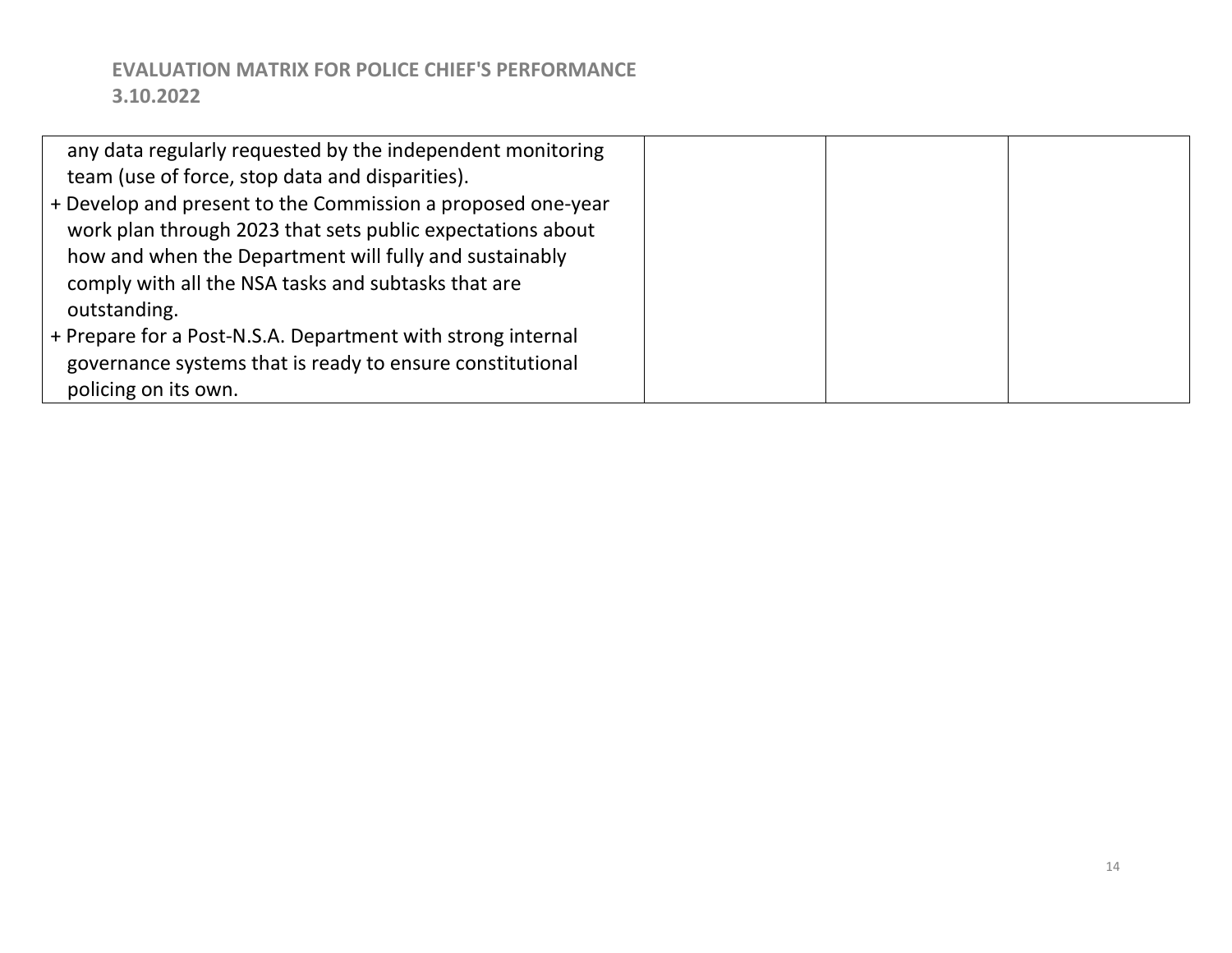| | | | |
|---|---|---|---|
| any data regularly requested by the independent monitoring team (use of force, stop data and disparities).<br>+ Develop and present to the Commission a proposed one-year work plan through 2023 that sets public expectations about how and when the Department will fully and sustainably comply with all the NSA tasks and subtasks that are outstanding.<br>+ Prepare for a Post-N.S.A. Department with strong internal governance systems that is ready to ensure constitutional policing on its own. | | | |